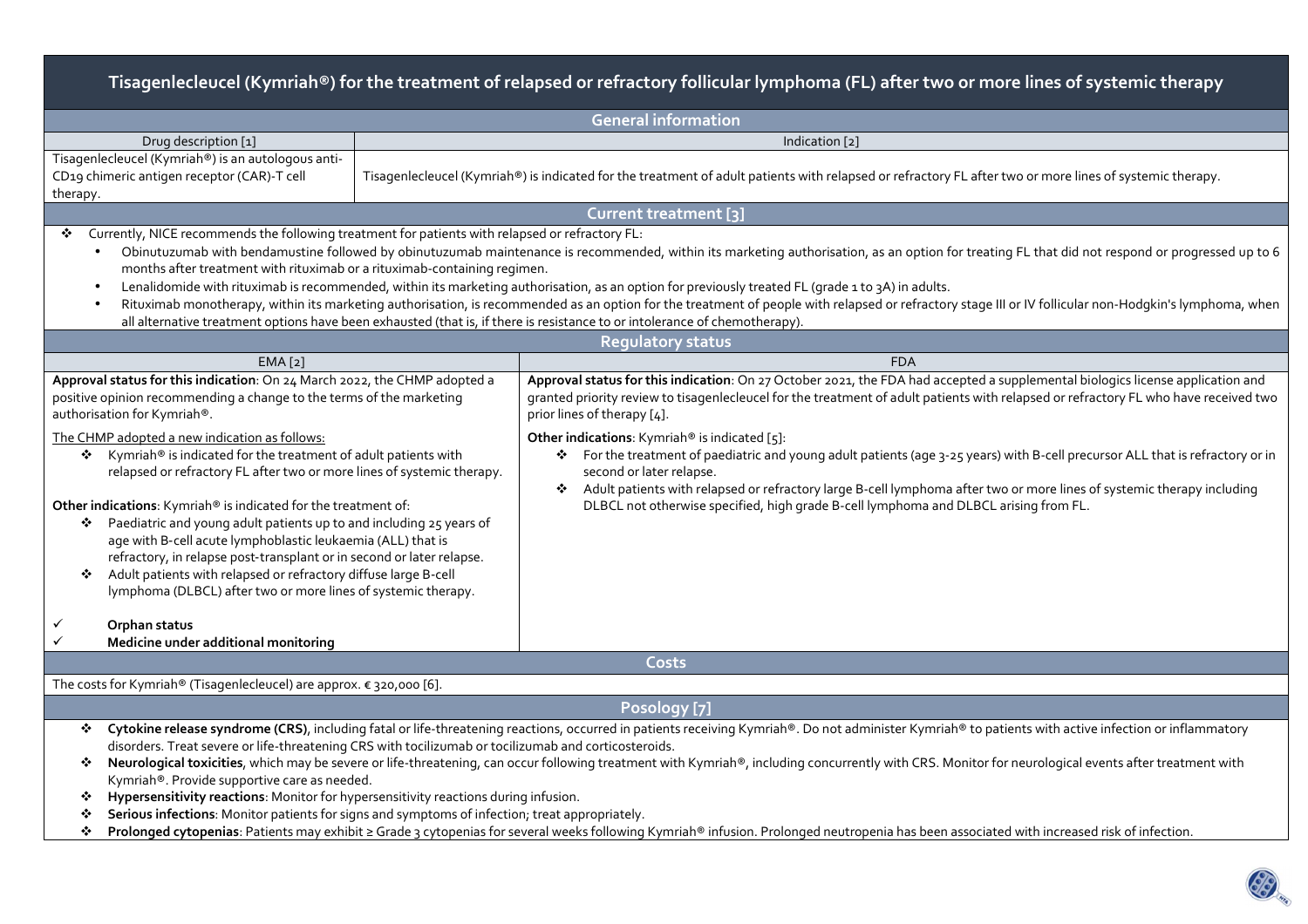# Tisagenlecleucel (Kymriah®) for the treatment of relapsed or refractory follicular lymphoma (FL) after two or more lines of systemic therapy

## General information

| Drug description [1] | Indication [2] |
|---|---|
| Tisagenlecleucel (Kymriah®) is an autologous anti-CD19 chimeric antigen receptor (CAR)-T cell therapy. | Tisagenlecleucel (Kymriah®) is indicated for the treatment of adult patients with relapsed or refractory FL after two or more lines of systemic therapy. |

## Current treatment [3]

- Currently, NICE recommends the following treatment for patients with relapsed or refractory FL:
  - Obinutuzumab with bendamustine followed by obinutuzumab maintenance is recommended, within its marketing authorisation, as an option for treating FL that did not respond or progressed up to 6 months after treatment with rituximab or a rituximab-containing regimen.
  - Lenalidomide with rituximab is recommended, within its marketing authorisation, as an option for previously treated FL (grade 1 to 3A) in adults.
  - Rituximab monotherapy, within its marketing authorisation, is recommended as an option for the treatment of people with relapsed or refractory stage III or IV follicular non-Hodgkin's lymphoma, when all alternative treatment options have been exhausted (that is, if there is resistance to or intolerance of chemotherapy).

## Regulatory status

### EMA [2]

**Approval status for this indication**: On 24 March 2022, the CHMP adopted a positive opinion recommending a change to the terms of the marketing authorisation for Kymriah®.

The CHMP adopted a new indication as follows:

- Kymriah® is indicated for the treatment of adult patients with relapsed or refractory FL after two or more lines of systemic therapy.

**Other indications**: Kymriah® is indicated for the treatment of:

- Paediatric and young adult patients up to and including 25 years of age with B-cell acute lymphoblastic leukaemia (ALL) that is refractory, in relapse post-transplant or in second or later relapse.
- Adult patients with relapsed or refractory diffuse large B-cell lymphoma (DLBCL) after two or more lines of systemic therapy.

✓ **Orphan status**

✓ **Medicine under additional monitoring**

### FDA

**Approval status for this indication**: On 27 October 2021, the FDA had accepted a supplemental biologics license application and granted priority review to tisagenlecleucel for the treatment of adult patients with relapsed or refractory FL who have received two prior lines of therapy [4].

**Other indications**: Kymriah® is indicated [5]:

- For the treatment of paediatric and young adult patients (age 3-25 years) with B-cell precursor ALL that is refractory or in second or later relapse.
- Adult patients with relapsed or refractory large B-cell lymphoma after two or more lines of systemic therapy including DLBCL not otherwise specified, high grade B-cell lymphoma and DLBCL arising from FL.

## Costs

The costs for Kymriah® (Tisagenlecleucel) are approx. € 320,000 [6].

## Posology [7]

- **Cytokine release syndrome (CRS)**, including fatal or life-threatening reactions, occurred in patients receiving Kymriah®. Do not administer Kymriah® to patients with active infection or inflammatory disorders. Treat severe or life-threatening CRS with tocilizumab or tocilizumab and corticosteroids.
- **Neurological toxicities**, which may be severe or life-threatening, can occur following treatment with Kymriah®, including concurrently with CRS. Monitor for neurological events after treatment with Kymriah®. Provide supportive care as needed.
- **Hypersensitivity reactions**: Monitor for hypersensitivity reactions during infusion.
- **Serious infections**: Monitor patients for signs and symptoms of infection; treat appropriately.
- **Prolonged cytopenias**: Patients may exhibit ≥ Grade 3 cytopenias for several weeks following Kymriah® infusion. Prolonged neutropenia has been associated with increased risk of infection.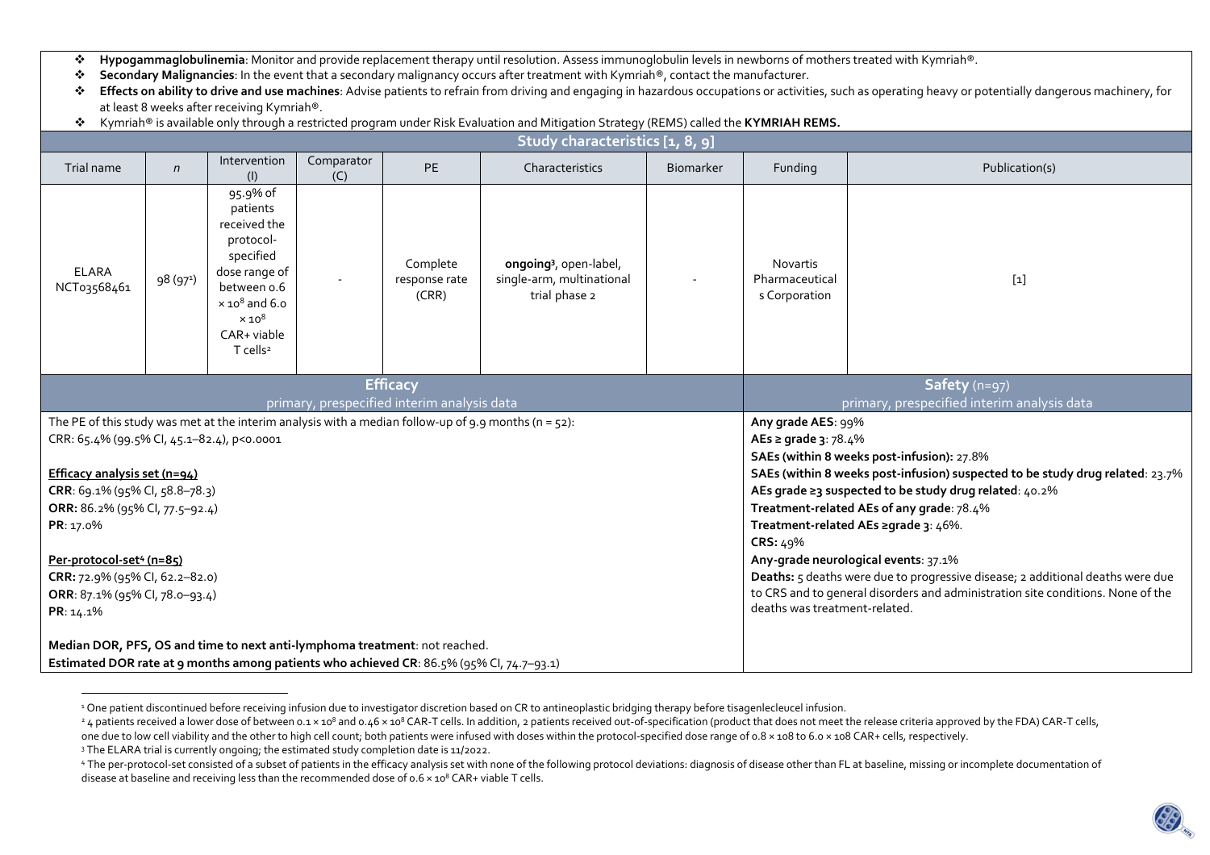- **Hypogammaglobulinemia**: Monitor and provide replacement therapy until resolution. Assess immunoglobulin levels in newborns of mothers treated with Kymriah®.
- **Secondary Malignancies**: In the event that a secondary malignancy occurs after treatment with Kymriah®, contact the manufacturer.
- **Effects on ability to drive and use machines**: Advise patients to refrain from driving and engaging in hazardous occupations or activities, such as operating heavy or potentially dangerous machinery, for at least 8 weeks after receiving Kymriah®.
- Kymriah® is available only through a restricted program under Risk Evaluation and Mitigation Strategy (REMS) called the **KYMRIAH REMS.**

**Study characteristics [1, 8, 9]**

| Trial name | *n* | Intervention (I) | Comparator (C) | PE | Characteristics | Biomarker | Funding | Publication(s) |
|---|---|---|---|---|---|---|---|---|
| ELARA NCT03568461 | 98 (97[1]) | 95.9% of patients received the protocol-specified dose range of between 0.6 $\times 10^8$ and 6.0 $\times 10^8$ CAR+ viable T cells[2] | - | Complete response rate (CRR) | **ongoing**[3], open-label, single-arm, multinational trial phase 2 | - | Novartis Pharmaceuticals Corporation | [1] |

| **Efficacy** primary, prespecified interim analysis data | **Safety** (n=97) primary, prespecified interim analysis data |
|---|---|
| The PE of this study was met at the interim analysis with a median follow-up of 9.9 months (n = 52):<br>CRR: 65.4% (99.5% CI, 45.1–82.4), p<0.0001<br><br>**Efficacy analysis set (n=94)**<br>**CRR**: 69.1% (95% CI, 58.8–78.3)<br>**ORR:** 86.2% (95% CI, 77.5–92.4)<br>**PR**: 17.0%<br><br>**Per-protocol-set[4] (n=85)**<br>**CRR:** 72.9% (95% CI, 62.2–82.0)<br>**ORR**: 87.1% (95% CI, 78.0–93.4)<br>**PR**: 14.1%<br><br>**Median DOR, PFS, OS and time to next anti-lymphoma treatment**: not reached.<br>**Estimated DOR rate at 9 months among patients who achieved CR**: 86.5% (95% CI, 74.7–93.1) | **Any grade AES**: 99%<br>**AEs ≥ grade 3**: 78.4%<br>**SAEs (within 8 weeks post-infusion):** 27.8%<br>**SAEs (within 8 weeks post-infusion) suspected to be study drug related**: 23.7%<br>**AEs grade ≥3 suspected to be study drug related**: 40.2%<br>**Treatment-related AEs of any grade**: 78.4%<br>**Treatment-related AEs ≥grade 3**: 46%.<br>**CRS:** 49%<br>**Any-grade neurological events**: 37.1%<br>**Deaths:** 5 deaths were due to progressive disease; 2 additional deaths were due to CRS and to general disorders and administration site conditions. None of the deaths was treatment-related. |

[1] One patient discontinued before receiving infusion due to investigator discretion based on CR to antineoplastic bridging therapy before tisagenlecleucel infusion.
[2] 4 patients received a lower dose of between $0.1 \times 10^8$ and $0.46 \times 10^8$ CAR-T cells. In addition, 2 patients received out-of-specification (product that does not meet the release criteria approved by the FDA) CAR-T cells, one due to low cell viability and the other to high cell count; both patients were infused with doses within the protocol-specified dose range of $0.8 \times 10^8$ to $6.0 \times 10^8$ CAR+ cells, respectively.
[3] The ELARA trial is currently ongoing; the estimated study completion date is 11/2022.
[4] The per-protocol-set consisted of a subset of patients in the efficacy analysis set with none of the following protocol deviations: diagnosis of disease other than FL at baseline, missing or incomplete documentation of disease at baseline and receiving less than the recommended dose of $0.6 \times 10^8$ CAR+ viable T cells.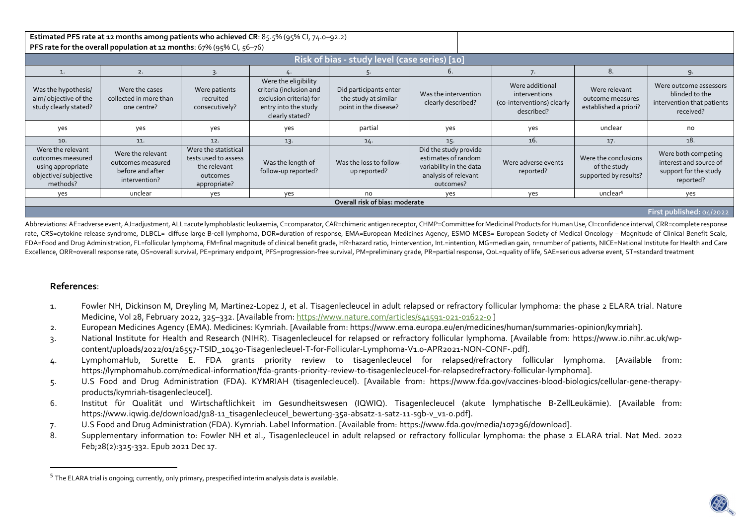| **Estimated PFS rate at 12 months among patients who achieved CR**: 85.5% (95% CI, 74.0–92.2)<br>**PFS rate for the overall population at 12 months**: 67% (95% CI, 56–76) | | | | | | | | |
|---|---|---|---|---|---|---|---|---|
| **Risk of bias - study level (case series) [10]** | | | | | | | | |
| 1. | 2. | 3. | 4. | 5. | 6. | 7. | 8. | 9. |
| Was the hypothesis/ aim/ objective of the study clearly stated? | Were the cases collected in more than one centre? | Were patients recruited consecutively? | Were the eligibility criteria (inclusion and exclusion criteria) for entry into the study clearly stated? | Did participants enter the study at similar point in the disease? | Was the intervention clearly described? | Were additional interventions (co-interventions) clearly described? | Were relevant outcome measures established a priori? | Were outcome assessors blinded to the intervention that patients received? |
| yes | yes | yes | yes | partial | yes | yes | unclear | no |
| 10. | 11. | 12. | 13. | 14. | 15. | 16. | 17. | 18. |
| Were the relevant outcomes measured using appropriate objective/ subjective methods? | Were the relevant outcomes measured before and after intervention? | Were the statistical tests used to assess the relevant outcomes appropriate? | Was the length of follow-up reported? | Was the loss to follow-up reported? | Did the study provide estimates of random variability in the data analysis of relevant outcomes? | Were adverse events reported? | Were the conclusions of the study supported by results? | Were both competing interest and source of support for the study reported? |
| yes | unclear | yes | yes | no | yes | yes | unclear[5] | yes |
| **Overall risk of bias: moderate** | | | | | | | | |
| **First published: 04/2022** | | | | | | | | |

Abbreviations: AE=adverse event, AJ=adjustment, ALL=acute lymphoblastic leukaemia, C=comparator, CAR=chimeric antigen receptor, CHMP=Committee for Medicinal Products for Human Use, CI=confidence interval, CRR=complete response rate, CRS=cytokine release syndrome, DLBCL= diffuse large B-cell lymphoma, DOR=duration of response, EMA=European Medicines Agency, ESMO-MCBS= European Society of Medical Oncology – Magnitude of Clinical Benefit Scale, FDA=Food and Drug Administration, FL=follicular lymphoma, FM=final magnitude of clinical benefit grade, HR=hazard ratio, I=intervention, Int.=intention, MG=median gain, n=number of patients, NICE=National Institute for Health and Care Excellence, ORR=overall response rate, OS=overall survival, PE=primary endpoint, PFS=progression-free survival, PM=preliminary grade, PR=partial response, QoL=quality of life, SAE=serious adverse event, ST=standard treatment

## References:

1. Fowler NH, Dickinson M, Dreyling M, Martinez-Lopez J, et al. Tisagenlecleucel in adult relapsed or refractory follicular lymphoma: the phase 2 ELARA trial. Nature Medicine, Vol 28, February 2022, 325–332. [Available from: https://www.nature.com/articles/s41591-021-01622-0 ]
2. European Medicines Agency (EMA). Medicines: Kymriah. [Available from: https://www.ema.europa.eu/en/medicines/human/summaries-opinion/kymriah].
3. National Institute for Health and Research (NIHR). Tisagenlecleucel for relapsed or refractory follicular lymphoma. [Available from: https://www.io.nihr.ac.uk/wp-content/uploads/2022/01/26557-TSID_10430-Tisagenlecleuel-T-for-Follicular-Lymphoma-V1.0-APR2021-NON-CONF-.pdf].
4. LymphomaHub, Surette E. FDA grants priority review to tisagenlecleucel for relapsed/refractory follicular lymphoma. [Available from: https://lymphomahub.com/medical-information/fda-grants-priority-review-to-tisagenlecleucel-for-relapsedrefractory-follicular-lymphoma].
5. U.S Food and Drug Administration (FDA). KYMRIAH (tisagenlecleucel). [Available from: https://www.fda.gov/vaccines-blood-biologics/cellular-gene-therapy-products/kymriah-tisagenlecleucel].
6. Institut für Qualität und Wirtschaftlichkeit im Gesundheitswesen (IQWIQ). Tisagenlecleucel (akute lymphatische B-ZellLeukämie). [Available from: https://www.iqwig.de/download/g18-11_tisagenlecleucel_bewertung-35a-absatz-1-satz-11-sgb-v_v1-0.pdf].
7. U.S Food and Drug Administration (FDA). Kymriah. Label Information. [Available from: https://www.fda.gov/media/107296/download].
8. Supplementary information to: Fowler NH et al., Tisagenlecleucel in adult relapsed or refractory follicular lymphoma: the phase 2 ELARA trial. Nat Med. 2022 Feb;28(2):325-332. Epub 2021 Dec 17.

[5] The ELARA trial is ongoing; currently, only primary, prespecified interim analysis data is available.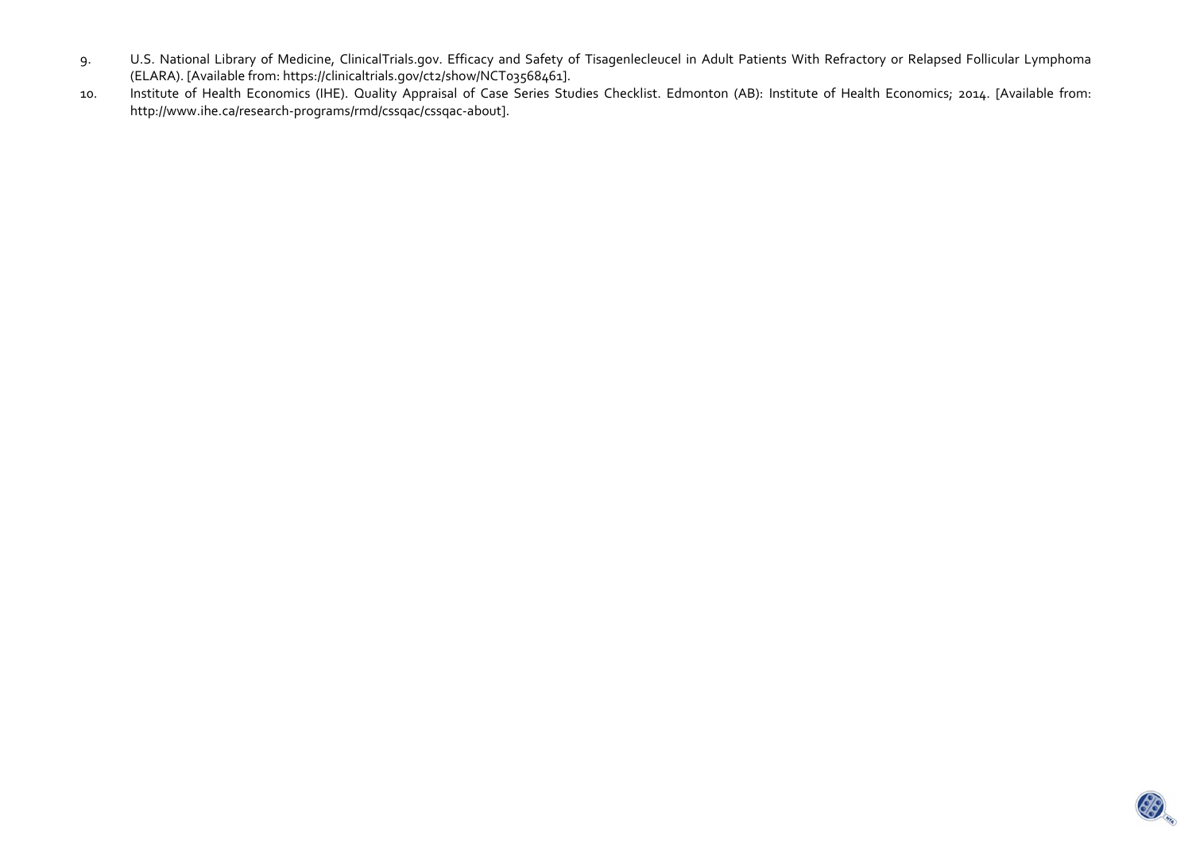9. U.S. National Library of Medicine, ClinicalTrials.gov. Efficacy and Safety of Tisagenlecleucel in Adult Patients With Refractory or Relapsed Follicular Lymphoma (ELARA). [Available from: https://clinicaltrials.gov/ct2/show/NCT03568461].
10. Institute of Health Economics (IHE). Quality Appraisal of Case Series Studies Checklist. Edmonton (AB): Institute of Health Economics; 2014. [Available from: http://www.ihe.ca/research-programs/rmd/cssqac/cssqac-about].